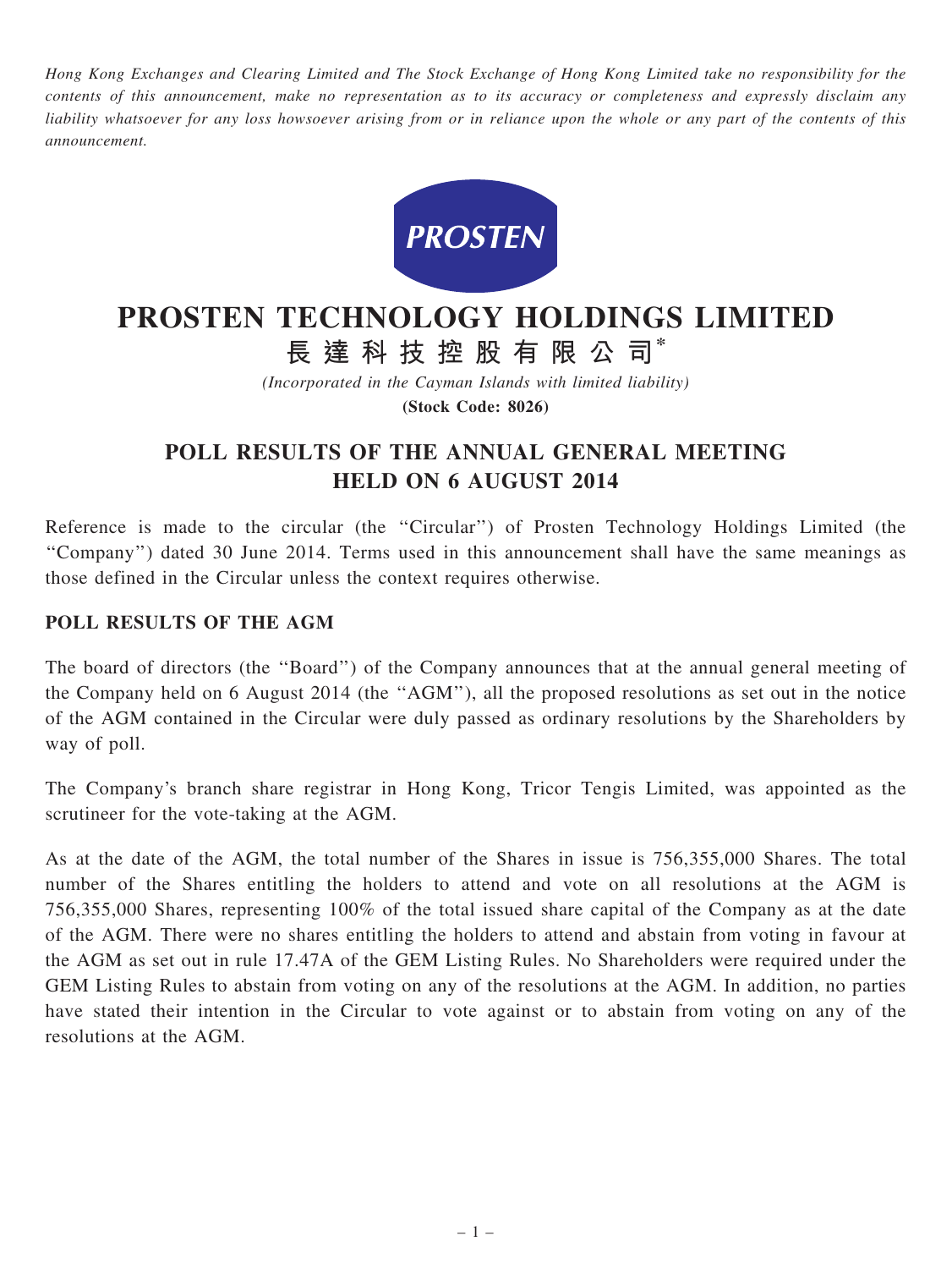*Hong Kong Exchanges and Clearing Limited and The Stock Exchange of Hong Kong Limited take no responsibility for the contents of this announcement, make no representation as to its accuracy or completeness and expressly disclaim any liability whatsoever for any loss howsoever arising from or in reliance upon the whole or any part of the contents of this announcement.*

# PROSTEN TECHNOLOGY HOLDINGS LIMITED

# 長達科技控股有限公司*

*(Incorporated in the Cayman Islands with limited liability)*

**(Stock Code: 8026)**

## POLL RESULTS OF THE ANNUAL GENERAL MEETING HELD ON 6 AUGUST 2014

Reference is made to the circular (the "Circular") of Prosten Technology Holdings Limited (the "Company") dated 30 June 2014. Terms used in this announcement shall have the same meanings as those defined in the Circular unless the context requires otherwise.

### POLL RESULTS OF THE AGM

The board of directors (the "Board") of the Company announces that at the annual general meeting of the Company held on 6 August 2014 (the "AGM"), all the proposed resolutions as set out in the notice of the AGM contained in the Circular were duly passed as ordinary resolutions by the Shareholders by way of poll.

The Company's branch share registrar in Hong Kong, Tricor Tengis Limited, was appointed as the scrutineer for the vote-taking at the AGM.

As at the date of the AGM, the total number of the Shares in issue is 756,355,000 Shares. The total number of the Shares entitling the holders to attend and vote on all resolutions at the AGM is 756,355,000 Shares, representing 100% of the total issued share capital of the Company as at the date of the AGM. There were no shares entitling the holders to attend and abstain from voting in favour at the AGM as set out in rule 17.47A of the GEM Listing Rules. No Shareholders were required under the GEM Listing Rules to abstain from voting on any of the resolutions at the AGM. In addition, no parties have stated their intention in the Circular to vote against or to abstain from voting on any of the resolutions at the AGM.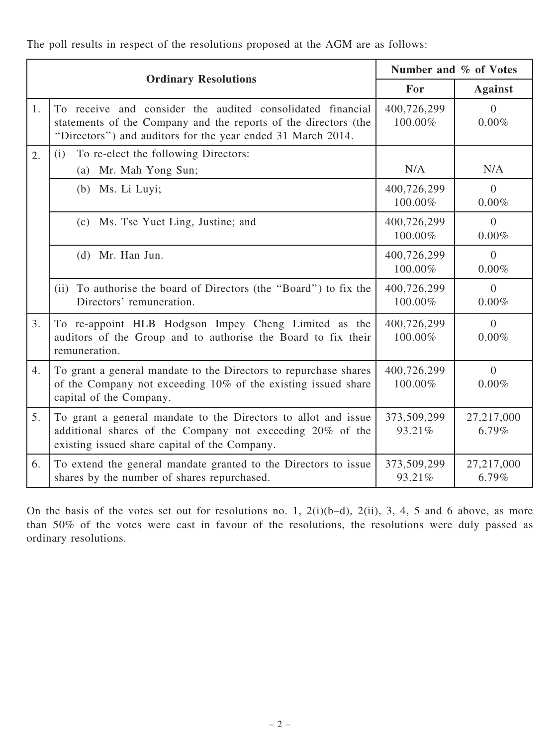The poll results in respect of the resolutions proposed at the AGM are as follows:

| | Ordinary Resolutions | Number and % of Votes | |
|---|---|---|---|
| | | For | Against |
| 1. | To receive and consider the audited consolidated financial statements of the Company and the reports of the directors (the "Directors") and auditors for the year ended 31 March 2014. | 400,726,299 100.00% | 0 0.00% |
| 2. | (i) To re-elect the following Directors: (a) Mr. Mah Yong Sun; | N/A | N/A |
| | (b) Ms. Li Luyi; | 400,726,299 100.00% | 0 0.00% |
| | (c) Ms. Tse Yuet Ling, Justine; and | 400,726,299 100.00% | 0 0.00% |
| | (d) Mr. Han Jun. | 400,726,299 100.00% | 0 0.00% |
| | (ii) To authorise the board of Directors (the "Board") to fix the Directors' remuneration. | 400,726,299 100.00% | 0 0.00% |
| 3. | To re-appoint HLB Hodgson Impey Cheng Limited as the auditors of the Group and to authorise the Board to fix their remuneration. | 400,726,299 100.00% | 0 0.00% |
| 4. | To grant a general mandate to the Directors to repurchase shares of the Company not exceeding 10% of the existing issued share capital of the Company. | 400,726,299 100.00% | 0 0.00% |
| 5. | To grant a general mandate to the Directors to allot and issue additional shares of the Company not exceeding 20% of the existing issued share capital of the Company. | 373,509,299 93.21% | 27,217,000 6.79% |
| 6. | To extend the general mandate granted to the Directors to issue shares by the number of shares repurchased. | 373,509,299 93.21% | 27,217,000 6.79% |

On the basis of the votes set out for resolutions no. 1, 2(i)(b–d), 2(ii), 3, 4, 5 and 6 above, as more than 50% of the votes were cast in favour of the resolutions, the resolutions were duly passed as ordinary resolutions.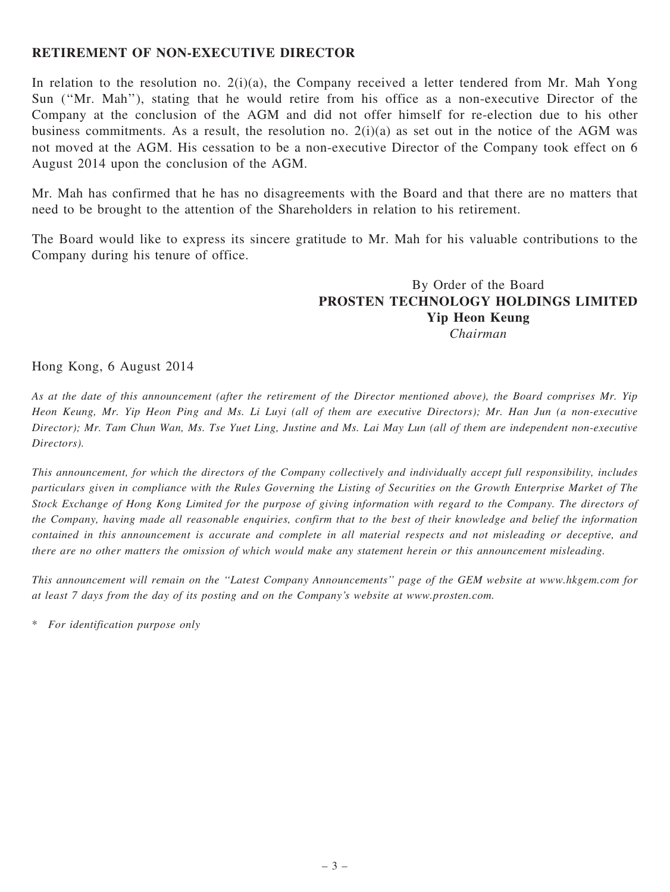**RETIREMENT OF NON-EXECUTIVE DIRECTOR**

In relation to the resolution no. 2(i)(a), the Company received a letter tendered from Mr. Mah Yong Sun (''Mr. Mah''), stating that he would retire from his office as a non-executive Director of the Company at the conclusion of the AGM and did not offer himself for re-election due to his other business commitments. As a result, the resolution no. 2(i)(a) as set out in the notice of the AGM was not moved at the AGM. His cessation to be a non-executive Director of the Company took effect on 6 August 2014 upon the conclusion of the AGM.

Mr. Mah has confirmed that he has no disagreements with the Board and that there are no matters that need to be brought to the attention of the Shareholders in relation to his retirement.

The Board would like to express its sincere gratitude to Mr. Mah for his valuable contributions to the Company during his tenure of office.

By Order of the Board
**PROSTEN TECHNOLOGY HOLDINGS LIMITED**
**Yip Heon Keung**
*Chairman*

Hong Kong, 6 August 2014

*As at the date of this announcement (after the retirement of the Director mentioned above), the Board comprises Mr. Yip Heon Keung, Mr. Yip Heon Ping and Ms. Li Luyi (all of them are executive Directors); Mr. Han Jun (a non-executive Director); Mr. Tam Chun Wan, Ms. Tse Yuet Ling, Justine and Ms. Lai May Lun (all of them are independent non-executive Directors).*

*This announcement, for which the directors of the Company collectively and individually accept full responsibility, includes particulars given in compliance with the Rules Governing the Listing of Securities on the Growth Enterprise Market of The Stock Exchange of Hong Kong Limited for the purpose of giving information with regard to the Company. The directors of the Company, having made all reasonable enquiries, confirm that to the best of their knowledge and belief the information contained in this announcement is accurate and complete in all material respects and not misleading or deceptive, and there are no other matters the omission of which would make any statement herein or this announcement misleading.*

*This announcement will remain on the ''Latest Company Announcements'' page of the GEM website at www.hkgem.com for at least 7 days from the day of its posting and on the Company's website at www.prosten.com.*

\* *For identification purpose only*